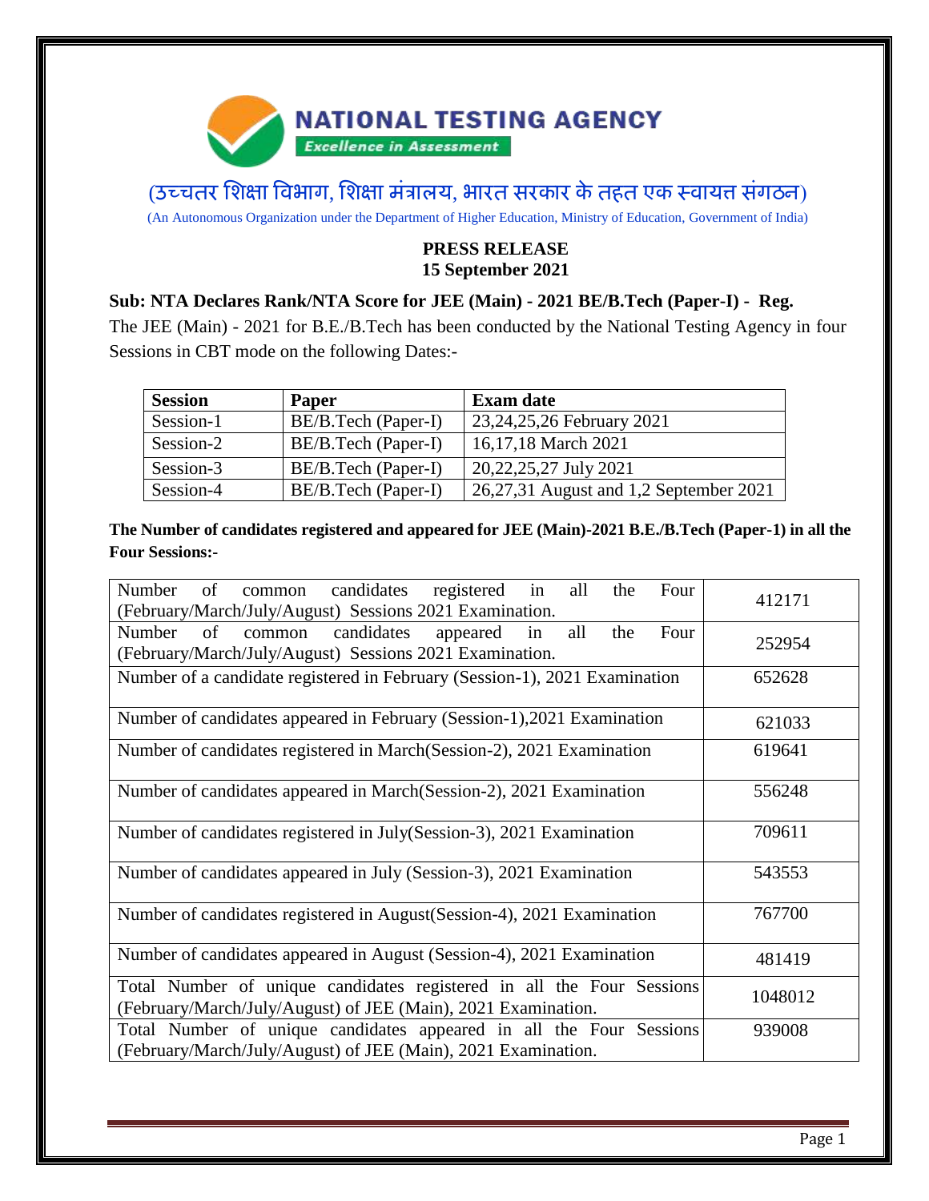# NATIONAL TESTING AGENCY

*Excellence in Assessment*

(उच्चतर शिक्षा विभाग, शिक्षा मंत्रालय, भारत सरकार के तहत एक स्वायत्त संगठन)

(An Autonomous Organization under the Department of Higher Education, Ministry of Education, Government of India)

**PRESS RELEASE**
**15 September 2021**

**Sub: NTA Declares Rank/NTA Score for JEE (Main) - 2021 BE/B.Tech (Paper-I) - Reg.**

The JEE (Main) - 2021 for B.E./B.Tech has been conducted by the National Testing Agency in four Sessions in CBT mode on the following Dates:-

| Session | Paper | Exam date |
|---|---|---|
| Session-1 | BE/B.Tech (Paper-I) | 23,24,25,26 February 2021 |
| Session-2 | BE/B.Tech (Paper-I) | 16,17,18 March 2021 |
| Session-3 | BE/B.Tech (Paper-I) | 20,22,25,27 July 2021 |
| Session-4 | BE/B.Tech (Paper-I) | 26,27,31 August and 1,2 September 2021 |

**The Number of candidates registered and appeared for JEE (Main)-2021 B.E./B.Tech (Paper-1) in all the Four Sessions:-**

| | |
|---|---|
| Number of common candidates registered in all the Four (February/March/July/August) Sessions 2021 Examination. | 412171 |
| Number of common candidates appeared in all the Four (February/March/July/August) Sessions 2021 Examination. | 252954 |
| Number of a candidate registered in February (Session-1), 2021 Examination | 652628 |
| Number of candidates appeared in February (Session-1),2021 Examination | 621033 |
| Number of candidates registered in March(Session-2), 2021 Examination | 619641 |
| Number of candidates appeared in March(Session-2), 2021 Examination | 556248 |
| Number of candidates registered in July(Session-3), 2021 Examination | 709611 |
| Number of candidates appeared in July (Session-3), 2021 Examination | 543553 |
| Number of candidates registered in August(Session-4), 2021 Examination | 767700 |
| Number of candidates appeared in August (Session-4), 2021 Examination | 481419 |
| Total Number of unique candidates registered in all the Four Sessions (February/March/July/August) of JEE (Main), 2021 Examination. | 1048012 |
| Total Number of unique candidates appeared in all the Four Sessions (February/March/July/August) of JEE (Main), 2021 Examination. | 939008 |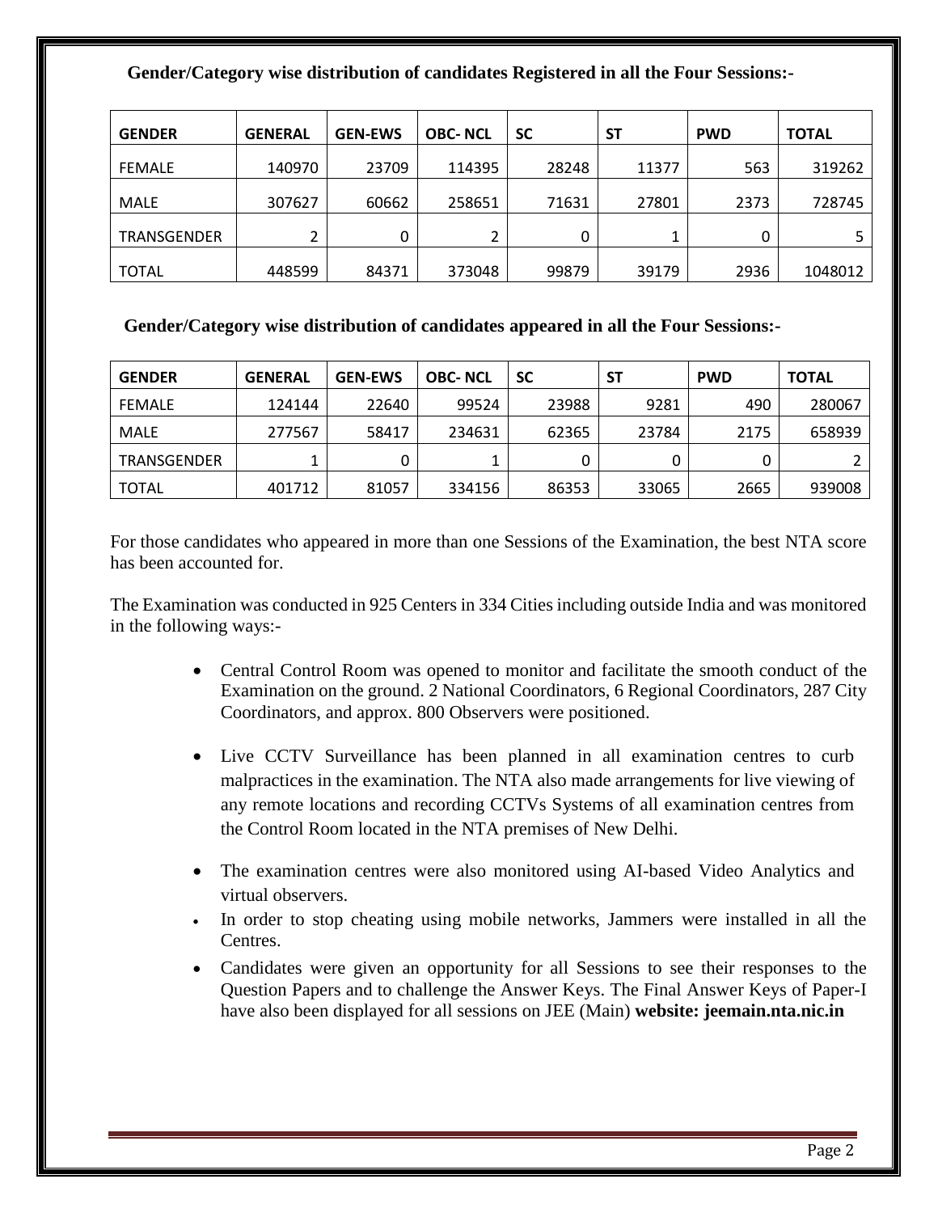**Gender/Category wise distribution of candidates Registered in all the Four Sessions:-**

| GENDER | GENERAL | GEN-EWS | OBC- NCL | SC | ST | PWD | TOTAL |
|---|---|---|---|---|---|---|---|
| FEMALE | 140970 | 23709 | 114395 | 28248 | 11377 | 563 | 319262 |
| MALE | 307627 | 60662 | 258651 | 71631 | 27801 | 2373 | 728745 |
| TRANSGENDER | 2 | 0 | 2 | 0 | 1 | 0 | 5 |
| TOTAL | 448599 | 84371 | 373048 | 99879 | 39179 | 2936 | 1048012 |

**Gender/Category wise distribution of candidates appeared in all the Four Sessions:-**

| GENDER | GENERAL | GEN-EWS | OBC- NCL | SC | ST | PWD | TOTAL |
|---|---|---|---|---|---|---|---|
| FEMALE | 124144 | 22640 | 99524 | 23988 | 9281 | 490 | 280067 |
| MALE | 277567 | 58417 | 234631 | 62365 | 23784 | 2175 | 658939 |
| TRANSGENDER | 1 | 0 | 1 | 0 | 0 | 0 | 2 |
| TOTAL | 401712 | 81057 | 334156 | 86353 | 33065 | 2665 | 939008 |

For those candidates who appeared in more than one Sessions of the Examination, the best NTA score has been accounted for.

The Examination was conducted in 925 Centers in 334 Cities including outside India and was monitored in the following ways:-

- Central Control Room was opened to monitor and facilitate the smooth conduct of the Examination on the ground. 2 National Coordinators, 6 Regional Coordinators, 287 City Coordinators, and approx. 800 Observers were positioned.
- Live CCTV Surveillance has been planned in all examination centres to curb malpractices in the examination. The NTA also made arrangements for live viewing of any remote locations and recording CCTVs Systems of all examination centres from the Control Room located in the NTA premises of New Delhi.
- The examination centres were also monitored using AI-based Video Analytics and virtual observers.
- In order to stop cheating using mobile networks, Jammers were installed in all the Centres.
- Candidates were given an opportunity for all Sessions to see their responses to the Question Papers and to challenge the Answer Keys. The Final Answer Keys of Paper-I have also been displayed for all sessions on JEE (Main) **website: jeemain.nta.nic.in**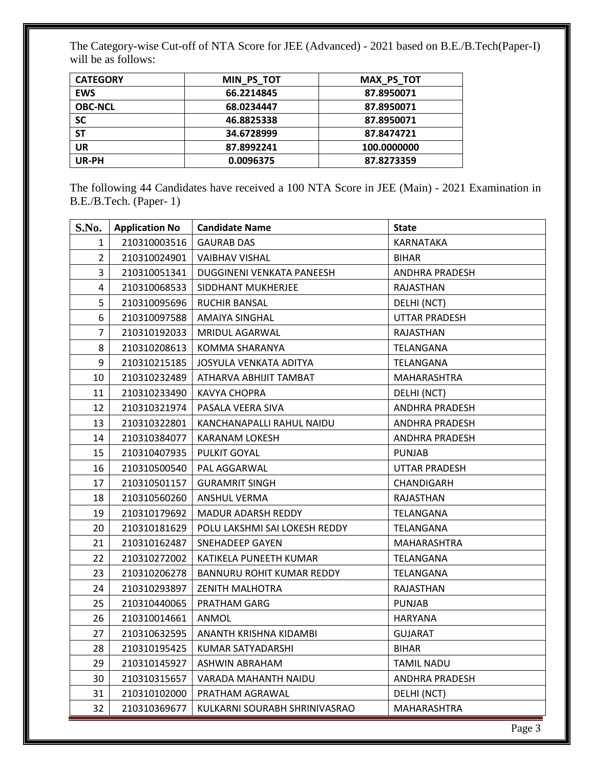The Category-wise Cut-off of NTA Score for JEE (Advanced) - 2021 based on B.E./B.Tech(Paper-I) will be as follows:

| CATEGORY | MIN_PS_TOT | MAX_PS_TOT |
|---|---|---|
| EWS | 66.2214845 | 87.8950071 |
| OBC-NCL | 68.0234447 | 87.8950071 |
| SC | 46.8825338 | 87.8950071 |
| ST | 34.6728999 | 87.8474721 |
| UR | 87.8992241 | 100.0000000 |
| UR-PH | 0.0096375 | 87.8273359 |

The following 44 Candidates have received a 100 NTA Score in JEE (Main) - 2021 Examination in B.E./B.Tech. (Paper- 1)

| S.No. | Application No | Candidate Name | State |
|---|---|---|---|
| 1 | 210310003516 | GAURAB DAS | KARNATAKA |
| 2 | 210310024901 | VAIBHAV VISHAL | BIHAR |
| 3 | 210310051341 | DUGGINENI VENKATA PANEESH | ANDHRA PRADESH |
| 4 | 210310068533 | SIDDHANT MUKHERJEE | RAJASTHAN |
| 5 | 210310095696 | RUCHIR BANSAL | DELHI (NCT) |
| 6 | 210310097588 | AMAIYA SINGHAL | UTTAR PRADESH |
| 7 | 210310192033 | MRIDUL AGARWAL | RAJASTHAN |
| 8 | 210310208613 | KOMMA SHARANYA | TELANGANA |
| 9 | 210310215185 | JOSYULA VENKATA ADITYA | TELANGANA |
| 10 | 210310232489 | ATHARVA ABHIJIT TAMBAT | MAHARASHTRA |
| 11 | 210310233490 | KAVYA CHOPRA | DELHI (NCT) |
| 12 | 210310321974 | PASALA VEERA SIVA | ANDHRA PRADESH |
| 13 | 210310322801 | KANCHANAPALLI RAHUL NAIDU | ANDHRA PRADESH |
| 14 | 210310384077 | KARANAM LOKESH | ANDHRA PRADESH |
| 15 | 210310407935 | PULKIT GOYAL | PUNJAB |
| 16 | 210310500540 | PAL AGGARWAL | UTTAR PRADESH |
| 17 | 210310501157 | GURAMRIT SINGH | CHANDIGARH |
| 18 | 210310560260 | ANSHUL VERMA | RAJASTHAN |
| 19 | 210310179692 | MADUR ADARSH REDDY | TELANGANA |
| 20 | 210310181629 | POLU LAKSHMI SAI LOKESH REDDY | TELANGANA |
| 21 | 210310162487 | SNEHADEEP GAYEN | MAHARASHTRA |
| 22 | 210310272002 | KATIKELA PUNEETH KUMAR | TELANGANA |
| 23 | 210310206278 | BANNURU ROHIT KUMAR REDDY | TELANGANA |
| 24 | 210310293897 | ZENITH MALHOTRA | RAJASTHAN |
| 25 | 210310440065 | PRATHAM GARG | PUNJAB |
| 26 | 210310014661 | ANMOL | HARYANA |
| 27 | 210310632595 | ANANTH KRISHNA KIDAMBI | GUJARAT |
| 28 | 210310195425 | KUMAR SATYADARSHI | BIHAR |
| 29 | 210310145927 | ASHWIN ABRAHAM | TAMIL NADU |
| 30 | 210310315657 | VARADA MAHANTH NAIDU | ANDHRA PRADESH |
| 31 | 210310102000 | PRATHAM AGRAWAL | DELHI (NCT) |
| 32 | 210310369677 | KULKARNI SOURABH SHRINIVASRAO | MAHARASHTRA |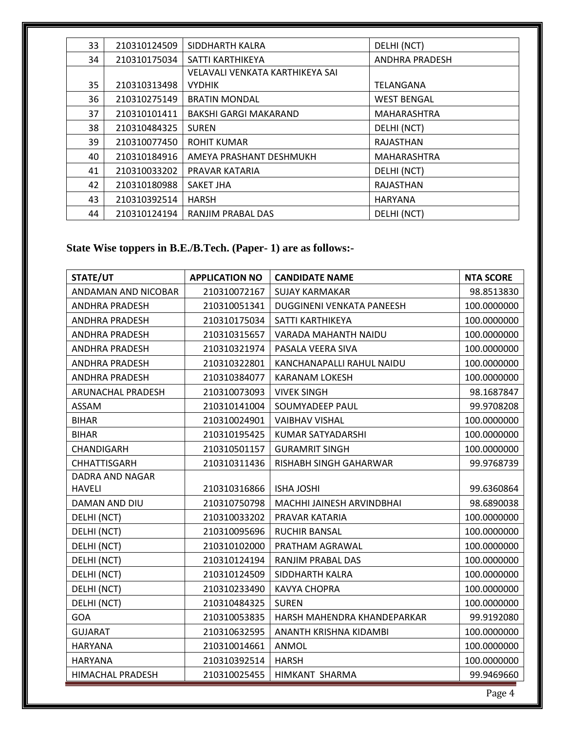| 33 | 210310124509 | SIDDHARTH KALRA | DELHI (NCT) |
|---|---|---|---|
| 34 | 210310175034 | SATTI KARTHIKEYA | ANDHRA PRADESH |
| 35 | 210310313498 | VELAVALI VENKATA KARTHIKEYA SAI VYDHIK | TELANGANA |
| 36 | 210310275149 | BRATIN MONDAL | WEST BENGAL |
| 37 | 210310101411 | BAKSHI GARGI MAKARAND | MAHARASHTRA |
| 38 | 210310484325 | SUREN | DELHI (NCT) |
| 39 | 210310077450 | ROHIT KUMAR | RAJASTHAN |
| 40 | 210310184916 | AMEYA PRASHANT DESHMUKH | MAHARASHTRA |
| 41 | 210310033202 | PRAVAR KATARIA | DELHI (NCT) |
| 42 | 210310180988 | SAKET JHA | RAJASTHAN |
| 43 | 210310392514 | HARSH | HARYANA |
| 44 | 210310124194 | RANJIM PRABAL DAS | DELHI (NCT) |

**State Wise toppers in B.E./B.Tech. (Paper- 1) are as follows:-**

| STATE/UT | APPLICATION NO | CANDIDATE NAME | NTA SCORE |
|---|---|---|---|
| ANDAMAN AND NICOBAR | 210310072167 | SUJAY KARMAKAR | 98.8513830 |
| ANDHRA PRADESH | 210310051341 | DUGGINENI VENKATA PANEESH | 100.0000000 |
| ANDHRA PRADESH | 210310175034 | SATTI KARTHIKEYA | 100.0000000 |
| ANDHRA PRADESH | 210310315657 | VARADA MAHANTH NAIDU | 100.0000000 |
| ANDHRA PRADESH | 210310321974 | PASALA VEERA SIVA | 100.0000000 |
| ANDHRA PRADESH | 210310322801 | KANCHANAPALLI RAHUL NAIDU | 100.0000000 |
| ANDHRA PRADESH | 210310384077 | KARANAM LOKESH | 100.0000000 |
| ARUNACHAL PRADESH | 210310073093 | VIVEK SINGH | 98.1687847 |
| ASSAM | 210310141004 | SOUMYADEEP PAUL | 99.9708208 |
| BIHAR | 210310024901 | VAIBHAV VISHAL | 100.0000000 |
| BIHAR | 210310195425 | KUMAR SATYADARSHI | 100.0000000 |
| CHANDIGARH | 210310501157 | GURAMRIT SINGH | 100.0000000 |
| CHHATTISGARH | 210310311436 | RISHABH SINGH GAHARWAR | 99.9768739 |
| DADRA AND NAGAR HAVELI | 210310316866 | ISHA JOSHI | 99.6360864 |
| DAMAN AND DIU | 210310750798 | MACHHI JAINESH ARVINDBHAI | 98.6890038 |
| DELHI (NCT) | 210310033202 | PRAVAR KATARIA | 100.0000000 |
| DELHI (NCT) | 210310095696 | RUCHIR BANSAL | 100.0000000 |
| DELHI (NCT) | 210310102000 | PRATHAM AGRAWAL | 100.0000000 |
| DELHI (NCT) | 210310124194 | RANJIM PRABAL DAS | 100.0000000 |
| DELHI (NCT) | 210310124509 | SIDDHARTH KALRA | 100.0000000 |
| DELHI (NCT) | 210310233490 | KAVYA CHOPRA | 100.0000000 |
| DELHI (NCT) | 210310484325 | SUREN | 100.0000000 |
| GOA | 210310053835 | HARSH MAHENDRA KHANDEPARKAR | 99.9192080 |
| GUJARAT | 210310632595 | ANANTH KRISHNA KIDAMBI | 100.0000000 |
| HARYANA | 210310014661 | ANMOL | 100.0000000 |
| HARYANA | 210310392514 | HARSH | 100.0000000 |
| HIMACHAL PRADESH | 210310025455 | HIMKANT SHARMA | 99.9469660 |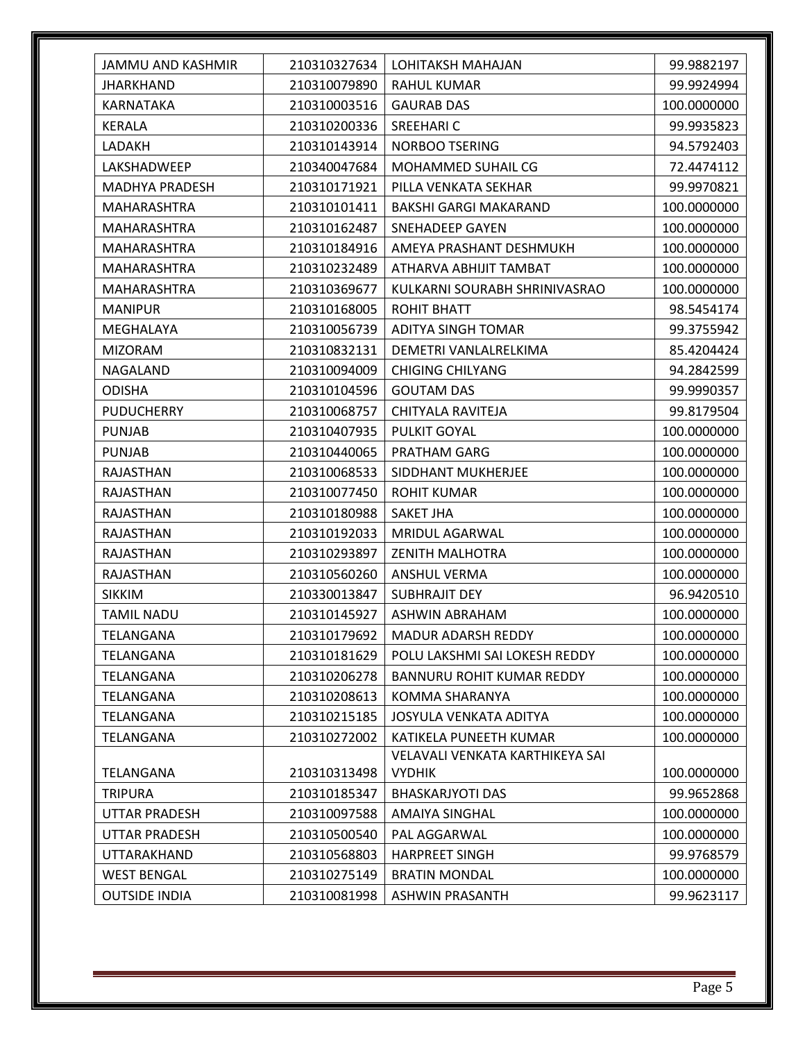| JAMMU AND KASHMIR | 210310327634 | LOHITAKSH MAHAJAN | 99.9882197 |
|---|---|---|---|
| JHARKHAND | 210310079890 | RAHUL KUMAR | 99.9924994 |
| KARNATAKA | 210310003516 | GAURAB DAS | 100.0000000 |
| KERALA | 210310200336 | SREEHARI C | 99.9935823 |
| LADAKH | 210310143914 | NORBOO TSERING | 94.5792403 |
| LAKSHADWEEP | 210340047684 | MOHAMMED SUHAIL CG | 72.4474112 |
| MADHYA PRADESH | 210310171921 | PILLA VENKATA SEKHAR | 99.9970821 |
| MAHARASHTRA | 210310101411 | BAKSHI GARGI MAKARAND | 100.0000000 |
| MAHARASHTRA | 210310162487 | SNEHADEEP GAYEN | 100.0000000 |
| MAHARASHTRA | 210310184916 | AMEYA PRASHANT DESHMUKH | 100.0000000 |
| MAHARASHTRA | 210310232489 | ATHARVA ABHIJIT TAMBAT | 100.0000000 |
| MAHARASHTRA | 210310369677 | KULKARNI SOURABH SHRINIVASRAO | 100.0000000 |
| MANIPUR | 210310168005 | ROHIT BHATT | 98.5454174 |
| MEGHALAYA | 210310056739 | ADITYA SINGH TOMAR | 99.3755942 |
| MIZORAM | 210310832131 | DEMETRI VANLALRELKIMA | 85.4204424 |
| NAGALAND | 210310094009 | CHIGING CHILYANG | 94.2842599 |
| ODISHA | 210310104596 | GOUTAM DAS | 99.9990357 |
| PUDUCHERRY | 210310068757 | CHITYALA RAVITEJA | 99.8179504 |
| PUNJAB | 210310407935 | PULKIT GOYAL | 100.0000000 |
| PUNJAB | 210310440065 | PRATHAM GARG | 100.0000000 |
| RAJASTHAN | 210310068533 | SIDDHANT MUKHERJEE | 100.0000000 |
| RAJASTHAN | 210310077450 | ROHIT KUMAR | 100.0000000 |
| RAJASTHAN | 210310180988 | SAKET JHA | 100.0000000 |
| RAJASTHAN | 210310192033 | MRIDUL AGARWAL | 100.0000000 |
| RAJASTHAN | 210310293897 | ZENITH MALHOTRA | 100.0000000 |
| RAJASTHAN | 210310560260 | ANSHUL VERMA | 100.0000000 |
| SIKKIM | 210330013847 | SUBHRAJIT DEY | 96.9420510 |
| TAMIL NADU | 210310145927 | ASHWIN ABRAHAM | 100.0000000 |
| TELANGANA | 210310179692 | MADUR ADARSH REDDY | 100.0000000 |
| TELANGANA | 210310181629 | POLU LAKSHMI SAI LOKESH REDDY | 100.0000000 |
| TELANGANA | 210310206278 | BANNURU ROHIT KUMAR REDDY | 100.0000000 |
| TELANGANA | 210310208613 | KOMMA SHARANYA | 100.0000000 |
| TELANGANA | 210310215185 | JOSYULA VENKATA ADITYA | 100.0000000 |
| TELANGANA | 210310272002 | KATIKELA PUNEETH KUMAR | 100.0000000 |
| TELANGANA | 210310313498 | VELAVALI VENKATA KARTHIKEYA SAI VYDHIK | 100.0000000 |
| TRIPURA | 210310185347 | BHASKARJYOTI DAS | 99.9652868 |
| UTTAR PRADESH | 210310097588 | AMAIYA SINGHAL | 100.0000000 |
| UTTAR PRADESH | 210310500540 | PAL AGGARWAL | 100.0000000 |
| UTTARAKHAND | 210310568803 | HARPREET SINGH | 99.9768579 |
| WEST BENGAL | 210310275149 | BRATIN MONDAL | 100.0000000 |
| OUTSIDE INDIA | 210310081998 | ASHWIN PRASANTH | 99.9623117 |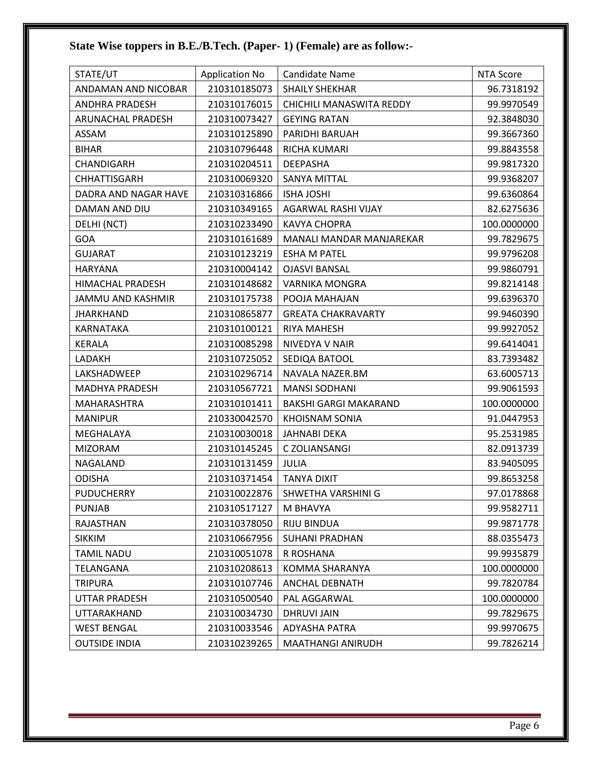**State Wise toppers in B.E./B.Tech. (Paper- 1) (Female) are as follow:-**

| STATE/UT | Application No | Candidate Name | NTA Score |
|---|---|---|---|
| ANDAMAN AND NICOBAR | 210310185073 | SHAILY SHEKHAR | 96.7318192 |
| ANDHRA PRADESH | 210310176015 | CHICHILI MANASWITA REDDY | 99.9970549 |
| ARUNACHAL PRADESH | 210310073427 | GEYING RATAN | 92.3848030 |
| ASSAM | 210310125890 | PARIDHI BARUAH | 99.3667360 |
| BIHAR | 210310796448 | RICHA KUMARI | 99.8843558 |
| CHANDIGARH | 210310204511 | DEEPASHA | 99.9817320 |
| CHHATTISGARH | 210310069320 | SANYA MITTAL | 99.9368207 |
| DADRA AND NAGAR HAVE | 210310316866 | ISHA JOSHI | 99.6360864 |
| DAMAN AND DIU | 210310349165 | AGARWAL RASHI VIJAY | 82.6275636 |
| DELHI (NCT) | 210310233490 | KAVYA CHOPRA | 100.0000000 |
| GOA | 210310161689 | MANALI MANDAR MANJAREKAR | 99.7829675 |
| GUJARAT | 210310123219 | ESHA M PATEL | 99.9796208 |
| HARYANA | 210310004142 | OJASVI BANSAL | 99.9860791 |
| HIMACHAL PRADESH | 210310148682 | VARNIKA MONGRA | 99.8214148 |
| JAMMU AND KASHMIR | 210310175738 | POOJA MAHAJAN | 99.6396370 |
| JHARKHAND | 210310865877 | GREATA CHAKRAVARTY | 99.9460390 |
| KARNATAKA | 210310100121 | RIYA MAHESH | 99.9927052 |
| KERALA | 210310085298 | NIVEDYA V NAIR | 99.6414041 |
| LADAKH | 210310725052 | SEDIQA BATOOL | 83.7393482 |
| LAKSHADWEEP | 210310296714 | NAVALA NAZER.BM | 63.6005713 |
| MADHYA PRADESH | 210310567721 | MANSI SODHANI | 99.9061593 |
| MAHARASHTRA | 210310101411 | BAKSHI GARGI MAKARAND | 100.0000000 |
| MANIPUR | 210330042570 | KHOISNAM SONIA | 91.0447953 |
| MEGHALAYA | 210310030018 | JAHNABI DEKA | 95.2531985 |
| MIZORAM | 210310145245 | C ZOLIANSANGI | 82.0913739 |
| NAGALAND | 210310131459 | JULIA | 83.9405095 |
| ODISHA | 210310371454 | TANYA DIXIT | 99.8653258 |
| PUDUCHERRY | 210310022876 | SHWETHA VARSHINI G | 97.0178868 |
| PUNJAB | 210310517127 | M BHAVYA | 99.9582711 |
| RAJASTHAN | 210310378050 | RIJU BINDUA | 99.9871778 |
| SIKKIM | 210310667956 | SUHANI PRADHAN | 88.0355473 |
| TAMIL NADU | 210310051078 | R ROSHANA | 99.9935879 |
| TELANGANA | 210310208613 | KOMMA SHARANYA | 100.0000000 |
| TRIPURA | 210310107746 | ANCHAL DEBNATH | 99.7820784 |
| UTTAR PRADESH | 210310500540 | PAL AGGARWAL | 100.0000000 |
| UTTARAKHAND | 210310034730 | DHRUVI JAIN | 99.7829675 |
| WEST BENGAL | 210310033546 | ADYASHA PATRA | 99.9970675 |
| OUTSIDE INDIA | 210310239265 | MAATHANGI ANIRUDH | 99.7826214 |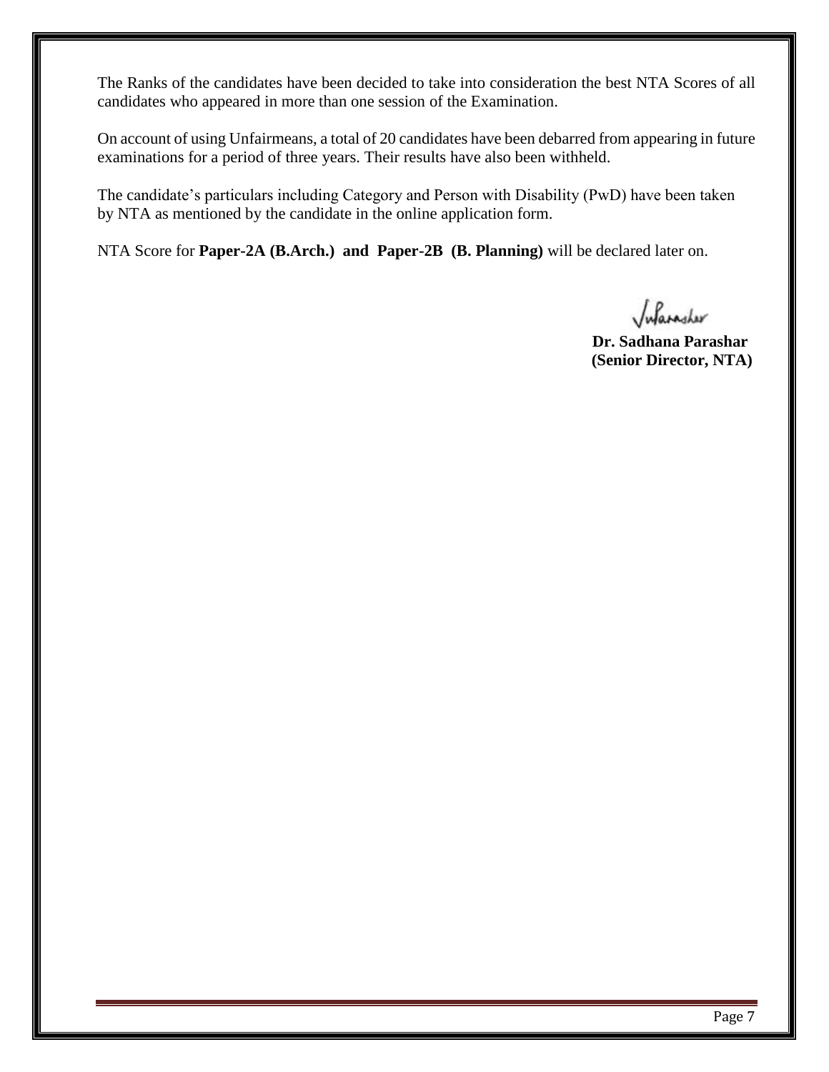The Ranks of the candidates have been decided to take into consideration the best NTA Scores of all candidates who appeared in more than one session of the Examination.

On account of using Unfairmeans, a total of 20 candidates have been debarred from appearing in future examinations for a period of three years. Their results have also been withheld.

The candidate's particulars including Category and Person with Disability (PwD) have been taken by NTA as mentioned by the candidate in the online application form.

NTA Score for **Paper-2A (B.Arch.) and Paper-2B (B. Planning)** will be declared later on.

**Dr. Sadhana Parashar**
**(Senior Director, NTA)**